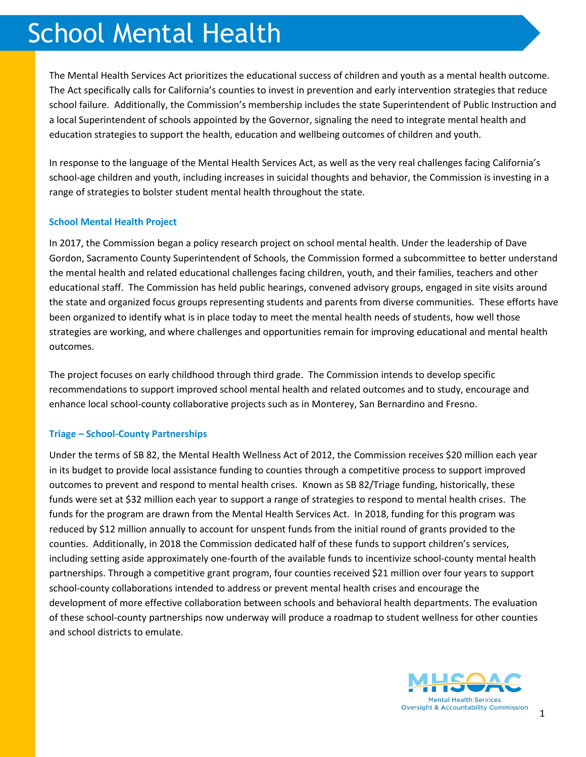# School Mental Health

The Mental Health Services Act prioritizes the educational success of children and youth as a mental health outcome. The Act specifically calls for California's counties to invest in prevention and early intervention strategies that reduce school failure. Additionally, the Commission's membership includes the state Superintendent of Public Instruction and a local Superintendent of schools appointed by the Governor, signaling the need to integrate mental health and education strategies to support the health, education and wellbeing outcomes of children and youth.

In response to the language of the Mental Health Services Act, as well as the very real challenges facing California's school-age children and youth, including increases in suicidal thoughts and behavior, the Commission is investing in a range of strategies to bolster student mental health throughout the state.

### School Mental Health Project

In 2017, the Commission began a policy research project on school mental health. Under the leadership of Dave Gordon, Sacramento County Superintendent of Schools, the Commission formed a subcommittee to better understand the mental health and related educational challenges facing children, youth, and their families, teachers and other educational staff. The Commission has held public hearings, convened advisory groups, engaged in site visits around the state and organized focus groups representing students and parents from diverse communities. These efforts have been organized to identify what is in place today to meet the mental health needs of students, how well those strategies are working, and where challenges and opportunities remain for improving educational and mental health outcomes.

The project focuses on early childhood through third grade. The Commission intends to develop specific recommendations to support improved school mental health and related outcomes and to study, encourage and enhance local school-county collaborative projects such as in Monterey, San Bernardino and Fresno.

### Triage – School-County Partnerships

Under the terms of SB 82, the Mental Health Wellness Act of 2012, the Commission receives $20 million each year in its budget to provide local assistance funding to counties through a competitive process to support improved outcomes to prevent and respond to mental health crises. Known as SB 82/Triage funding, historically, these funds were set at $32 million each year to support a range of strategies to respond to mental health crises. The funds for the program are drawn from the Mental Health Services Act. In 2018, funding for this program was reduced by $12 million annually to account for unspent funds from the initial round of grants provided to the counties. Additionally, in 2018 the Commission dedicated half of these funds to support children's services, including setting aside approximately one-fourth of the available funds to incentivize school-county mental health partnerships. Through a competitive grant program, four counties received $21 million over four years to support school-county collaborations intended to address or prevent mental health crises and encourage the development of more effective collaboration between schools and behavioral health departments. The evaluation of these school-county partnerships now underway will produce a roadmap to student wellness for other counties and school districts to emulate.

MHSOAC
Mental Health Services
Oversight & Accountability Commission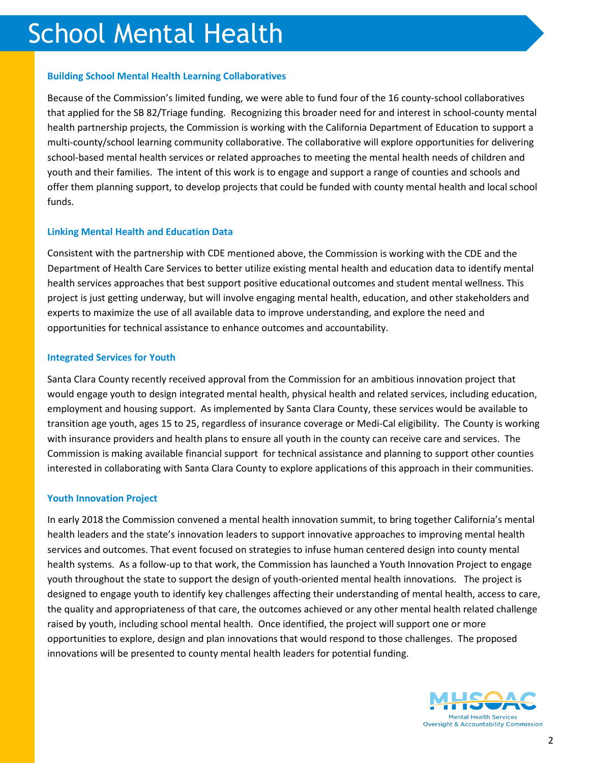# School Mental Health

### Building School Mental Health Learning Collaboratives

Because of the Commission's limited funding, we were able to fund four of the 16 county-school collaboratives that applied for the SB 82/Triage funding. Recognizing this broader need for and interest in school-county mental health partnership projects, the Commission is working with the California Department of Education to support a multi-county/school learning community collaborative. The collaborative will explore opportunities for delivering school-based mental health services or related approaches to meeting the mental health needs of children and youth and their families. The intent of this work is to engage and support a range of counties and schools and offer them planning support, to develop projects that could be funded with county mental health and local school funds.

### Linking Mental Health and Education Data

Consistent with the partnership with CDE mentioned above, the Commission is working with the CDE and the Department of Health Care Services to better utilize existing mental health and education data to identify mental health services approaches that best support positive educational outcomes and student mental wellness. This project is just getting underway, but will involve engaging mental health, education, and other stakeholders and experts to maximize the use of all available data to improve understanding, and explore the need and opportunities for technical assistance to enhance outcomes and accountability.

### Integrated Services for Youth

Santa Clara County recently received approval from the Commission for an ambitious innovation project that would engage youth to design integrated mental health, physical health and related services, including education, employment and housing support. As implemented by Santa Clara County, these services would be available to transition age youth, ages 15 to 25, regardless of insurance coverage or Medi-Cal eligibility. The County is working with insurance providers and health plans to ensure all youth in the county can receive care and services. The Commission is making available financial support for technical assistance and planning to support other counties interested in collaborating with Santa Clara County to explore applications of this approach in their communities.

### Youth Innovation Project

In early 2018 the Commission convened a mental health innovation summit, to bring together California's mental health leaders and the state's innovation leaders to support innovative approaches to improving mental health services and outcomes. That event focused on strategies to infuse human centered design into county mental health systems. As a follow-up to that work, the Commission has launched a Youth Innovation Project to engage youth throughout the state to support the design of youth-oriented mental health innovations. The project is designed to engage youth to identify key challenges affecting their understanding of mental health, access to care, the quality and appropriateness of that care, the outcomes achieved or any other mental health related challenge raised by youth, including school mental health. Once identified, the project will support one or more opportunities to explore, design and plan innovations that would respond to those challenges. The proposed innovations will be presented to county mental health leaders for potential funding.

MHSOAC
Mental Health Services
Oversight & Accountability Commission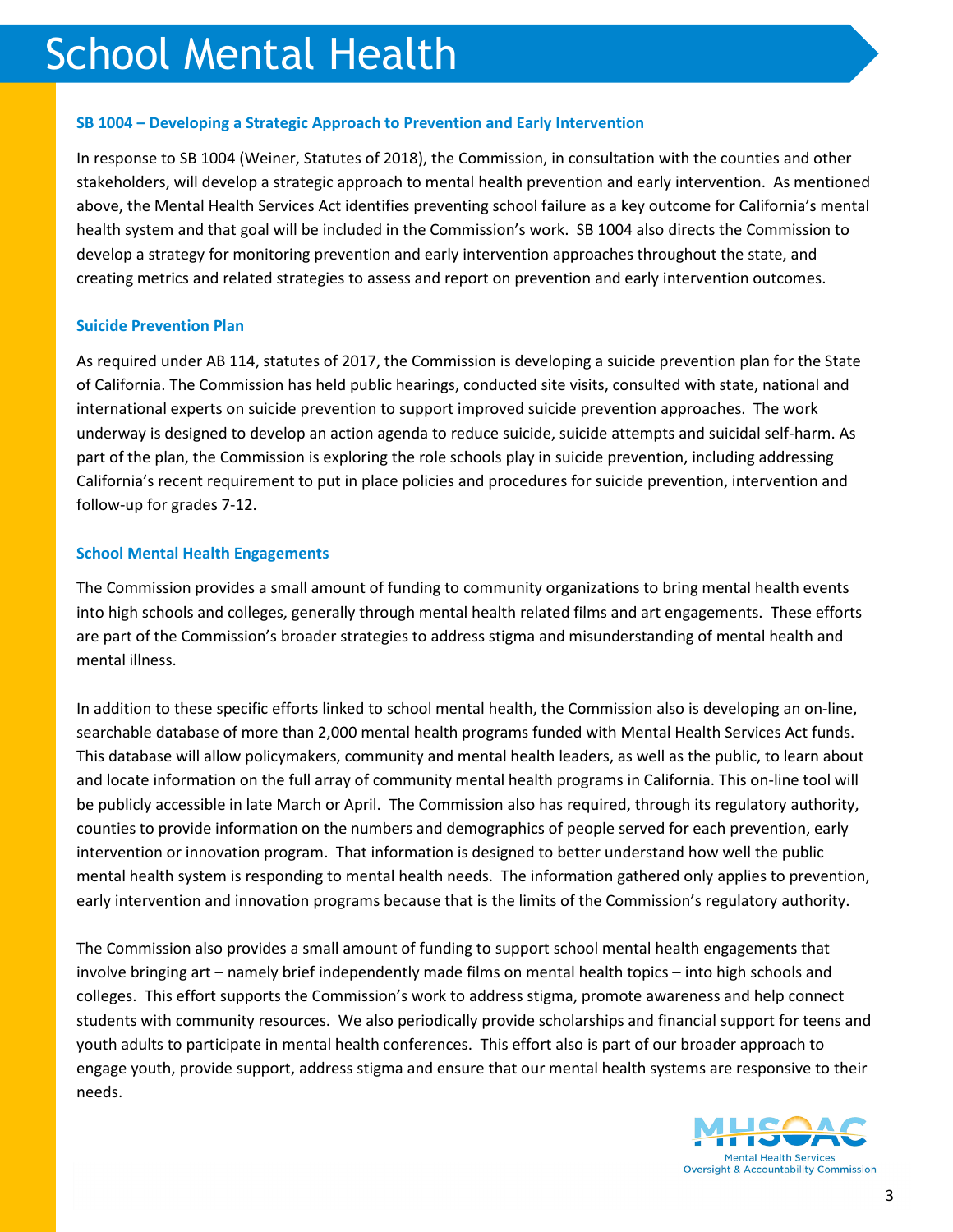# School Mental Health

### SB 1004 – Developing a Strategic Approach to Prevention and Early Intervention

In response to SB 1004 (Weiner, Statutes of 2018), the Commission, in consultation with the counties and other stakeholders, will develop a strategic approach to mental health prevention and early intervention. As mentioned above, the Mental Health Services Act identifies preventing school failure as a key outcome for California's mental health system and that goal will be included in the Commission's work. SB 1004 also directs the Commission to develop a strategy for monitoring prevention and early intervention approaches throughout the state, and creating metrics and related strategies to assess and report on prevention and early intervention outcomes.

### Suicide Prevention Plan

As required under AB 114, statutes of 2017, the Commission is developing a suicide prevention plan for the State of California. The Commission has held public hearings, conducted site visits, consulted with state, national and international experts on suicide prevention to support improved suicide prevention approaches. The work underway is designed to develop an action agenda to reduce suicide, suicide attempts and suicidal self-harm. As part of the plan, the Commission is exploring the role schools play in suicide prevention, including addressing California's recent requirement to put in place policies and procedures for suicide prevention, intervention and follow-up for grades 7-12.

### School Mental Health Engagements

The Commission provides a small amount of funding to community organizations to bring mental health events into high schools and colleges, generally through mental health related films and art engagements. These efforts are part of the Commission's broader strategies to address stigma and misunderstanding of mental health and mental illness.

In addition to these specific efforts linked to school mental health, the Commission also is developing an on-line, searchable database of more than 2,000 mental health programs funded with Mental Health Services Act funds. This database will allow policymakers, community and mental health leaders, as well as the public, to learn about and locate information on the full array of community mental health programs in California. This on-line tool will be publicly accessible in late March or April. The Commission also has required, through its regulatory authority, counties to provide information on the numbers and demographics of people served for each prevention, early intervention or innovation program. That information is designed to better understand how well the public mental health system is responding to mental health needs. The information gathered only applies to prevention, early intervention and innovation programs because that is the limits of the Commission's regulatory authority.

The Commission also provides a small amount of funding to support school mental health engagements that involve bringing art – namely brief independently made films on mental health topics – into high schools and colleges. This effort supports the Commission's work to address stigma, promote awareness and help connect students with community resources. We also periodically provide scholarships and financial support for teens and youth adults to participate in mental health conferences. This effort also is part of our broader approach to engage youth, provide support, address stigma and ensure that our mental health systems are responsive to their needs.

MHSOAC
Mental Health Services
Oversight & Accountability Commission